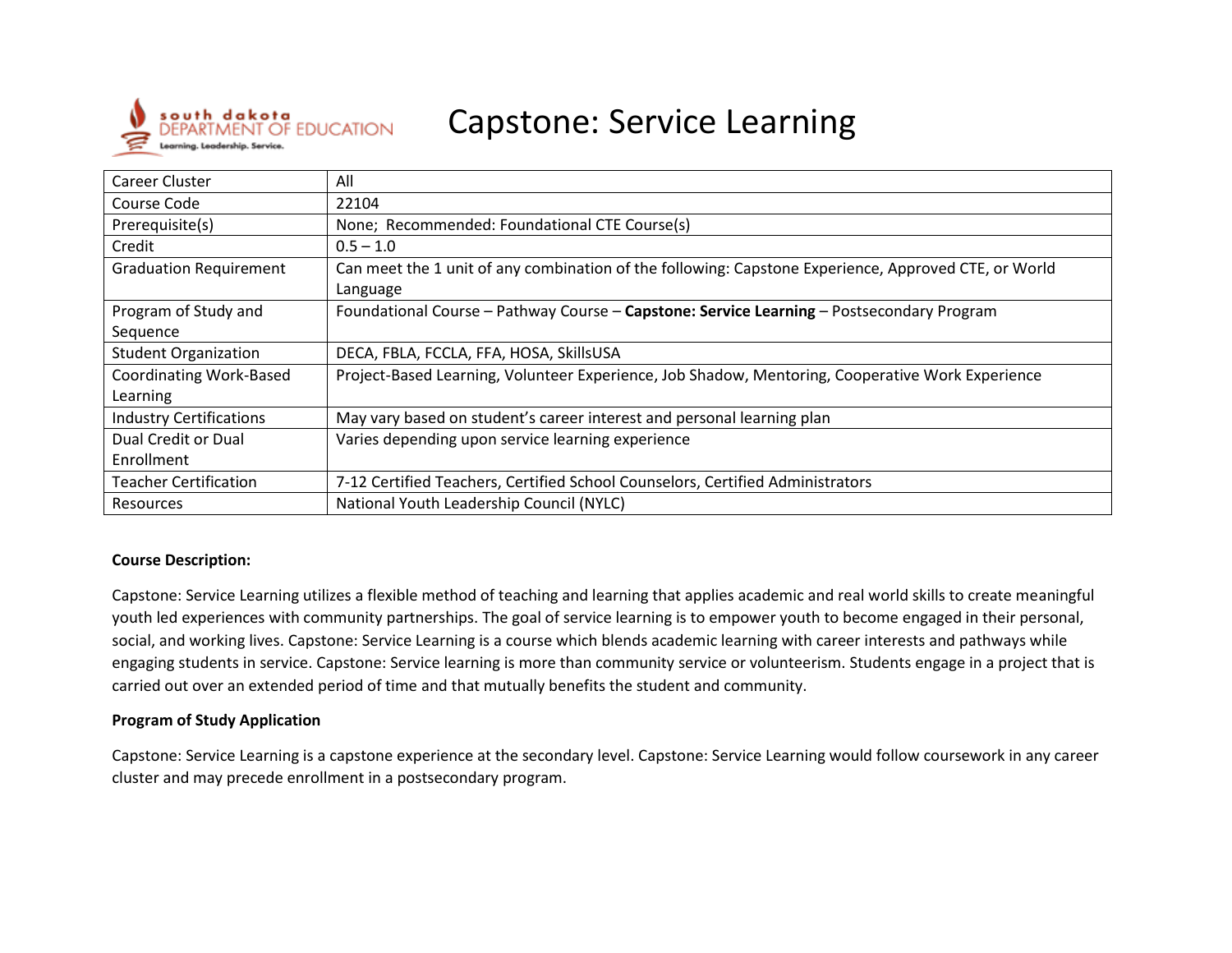# Capstone: Service Learning

| Career Cluster | All |
|---|---|
| Course Code | 22104 |
| Prerequisite(s) | None; Recommended: Foundational CTE Course(s) |
| Credit | 0.5 – 1.0 |
| Graduation Requirement | Can meet the 1 unit of any combination of the following: Capstone Experience, Approved CTE, or World Language |
| Program of Study and Sequence | Foundational Course – Pathway Course – **Capstone: Service Learning** – Postsecondary Program |
| Student Organization | DECA, FBLA, FCCLA, FFA, HOSA, SkillsUSA |
| Coordinating Work-Based Learning | Project-Based Learning, Volunteer Experience, Job Shadow, Mentoring, Cooperative Work Experience |
| Industry Certifications | May vary based on student's career interest and personal learning plan |
| Dual Credit or Dual Enrollment | Varies depending upon service learning experience |
| Teacher Certification | 7-12 Certified Teachers, Certified School Counselors, Certified Administrators |
| Resources | National Youth Leadership Council (NYLC) |

**Course Description:**

Capstone: Service Learning utilizes a flexible method of teaching and learning that applies academic and real world skills to create meaningful youth led experiences with community partnerships. The goal of service learning is to empower youth to become engaged in their personal, social, and working lives. Capstone: Service Learning is a course which blends academic learning with career interests and pathways while engaging students in service. Capstone: Service learning is more than community service or volunteerism. Students engage in a project that is carried out over an extended period of time and that mutually benefits the student and community.

**Program of Study Application**

Capstone: Service Learning is a capstone experience at the secondary level. Capstone: Service Learning would follow coursework in any career cluster and may precede enrollment in a postsecondary program.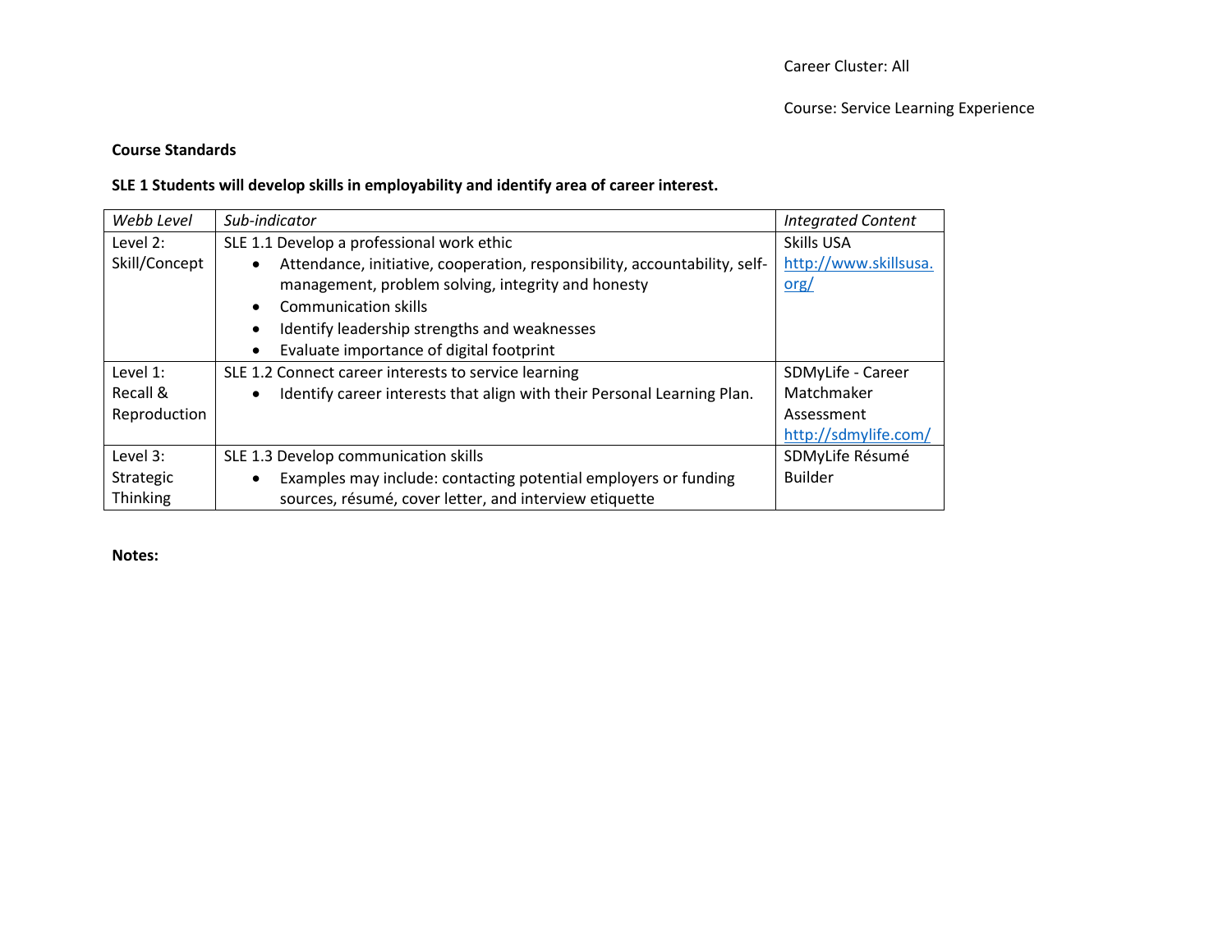Career Cluster: All

Course: Service Learning Experience

**Course Standards**

**SLE 1 Students will develop skills in employability and identify area of career interest.**

| *Webb Level* | *Sub-indicator* | *Integrated Content* |
|---|---|---|
| Level 2: Skill/Concept | SLE 1.1 Develop a professional work ethic<br>• Attendance, initiative, cooperation, responsibility, accountability, self-management, problem solving, integrity and honesty<br>• Communication skills<br>• Identify leadership strengths and weaknesses<br>• Evaluate importance of digital footprint | Skills USA http://www.skillsusa.org/ |
| Level 1: Recall & Reproduction | SLE 1.2 Connect career interests to service learning<br>• Identify career interests that align with their Personal Learning Plan. | SDMyLife - Career Matchmaker Assessment http://sdmylife.com/ |
| Level 3: Strategic Thinking | SLE 1.3 Develop communication skills<br>• Examples may include: contacting potential employers or funding sources, résumé, cover letter, and interview etiquette | SDMyLife Résumé Builder |

**Notes:**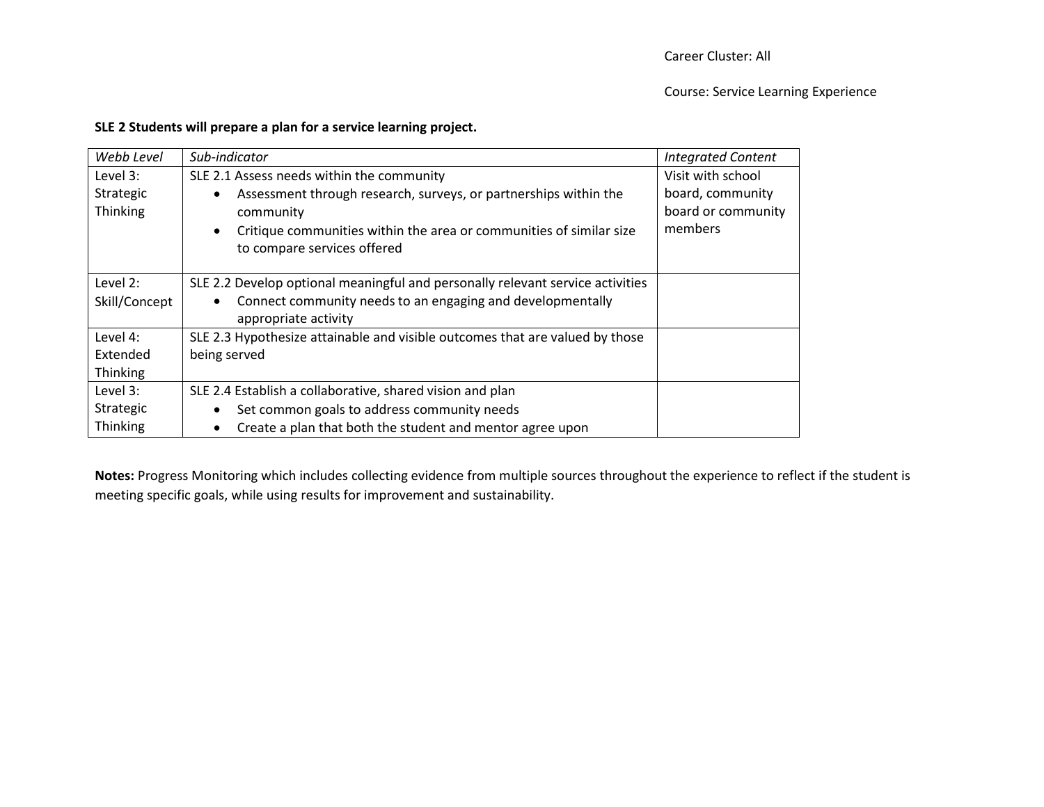Career Cluster: All

Course: Service Learning Experience

**SLE 2 Students will prepare a plan for a service learning project.**

| *Webb Level* | *Sub-indicator* | *Integrated Content* |
|---|---|---|
| Level 3: Strategic Thinking | SLE 2.1 Assess needs within the community<br>• Assessment through research, surveys, or partnerships within the community<br>• Critique communities within the area or communities of similar size to compare services offered | Visit with school board, community board or community members |
| Level 2: Skill/Concept | SLE 2.2 Develop optional meaningful and personally relevant service activities<br>• Connect community needs to an engaging and developmentally appropriate activity | |
| Level 4: Extended Thinking | SLE 2.3 Hypothesize attainable and visible outcomes that are valued by those being served | |
| Level 3: Strategic Thinking | SLE 2.4 Establish a collaborative, shared vision and plan<br>• Set common goals to address community needs<br>• Create a plan that both the student and mentor agree upon | |

**Notes:** Progress Monitoring which includes collecting evidence from multiple sources throughout the experience to reflect if the student is meeting specific goals, while using results for improvement and sustainability.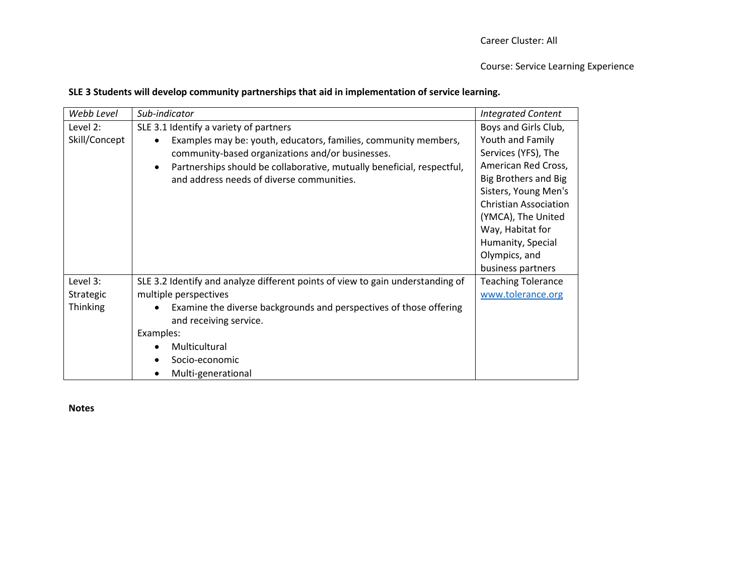Career Cluster: All

Course: Service Learning Experience

**SLE 3 Students will develop community partnerships that aid in implementation of service learning.**

| *Webb Level* | *Sub-indicator* | *Integrated Content* |
|---|---|---|
| Level 2: Skill/Concept | SLE 3.1 Identify a variety of partners<br>• Examples may be: youth, educators, families, community members, community-based organizations and/or businesses.<br>• Partnerships should be collaborative, mutually beneficial, respectful, and address needs of diverse communities. | Boys and Girls Club, Youth and Family Services (YFS), The American Red Cross, Big Brothers and Big Sisters, Young Men's Christian Association (YMCA), The United Way, Habitat for Humanity, Special Olympics, and business partners |
| Level 3: Strategic Thinking | SLE 3.2 Identify and analyze different points of view to gain understanding of multiple perspectives<br>• Examine the diverse backgrounds and perspectives of those offering and receiving service.<br>Examples:<br>• Multicultural<br>• Socio-economic<br>• Multi-generational | Teaching Tolerance [www.tolerance.org](http://www.tolerance.org) |

**Notes**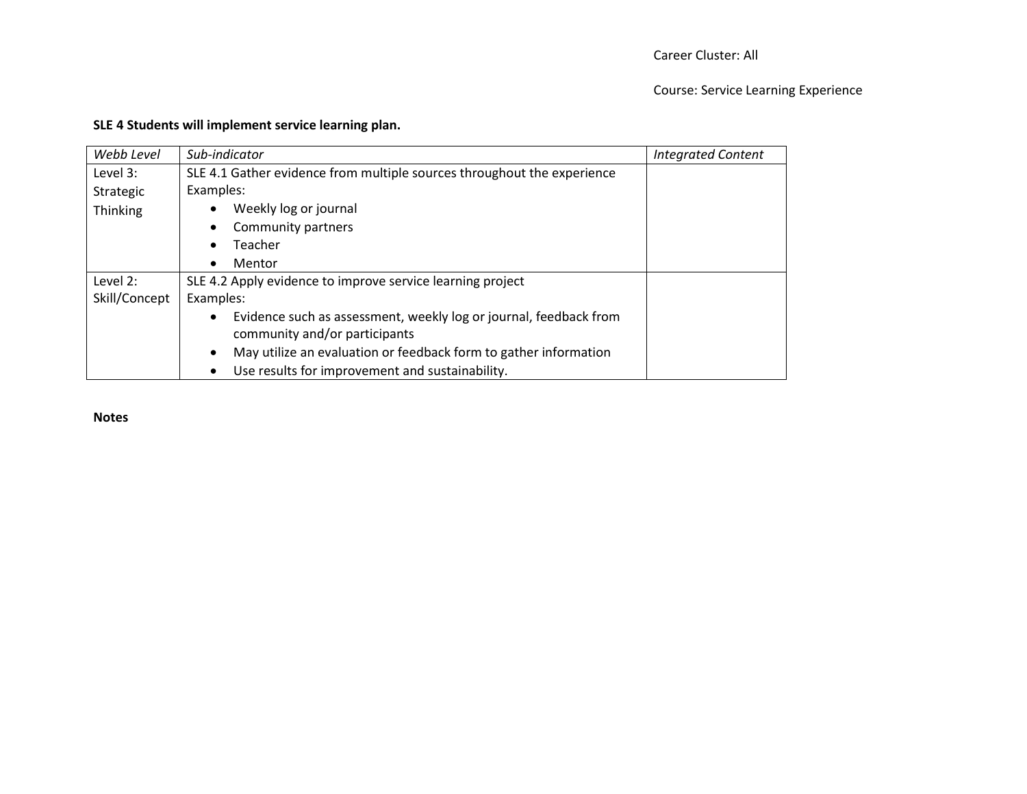Career Cluster: All

Course: Service Learning Experience

**SLE 4 Students will implement service learning plan.**

| *Webb Level* | *Sub-indicator* | *Integrated Content* |
|---|---|---|
| Level 3: Strategic Thinking | SLE 4.1 Gather evidence from multiple sources throughout the experience<br>Examples:<br>• Weekly log or journal<br>• Community partners<br>• Teacher<br>• Mentor | |
| Level 2: Skill/Concept | SLE 4.2 Apply evidence to improve service learning project<br>Examples:<br>• Evidence such as assessment, weekly log or journal, feedback from community and/or participants<br>• May utilize an evaluation or feedback form to gather information<br>• Use results for improvement and sustainability. | |

**Notes**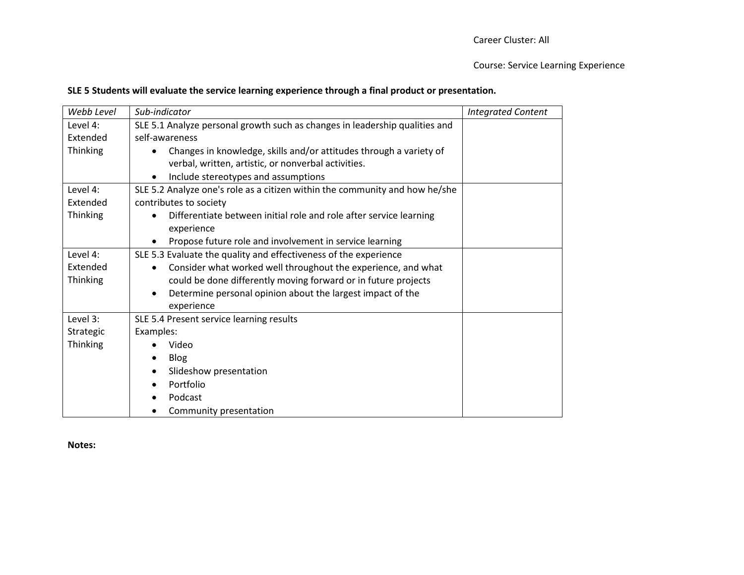Career Cluster: All

Course: Service Learning Experience

**SLE 5 Students will evaluate the service learning experience through a final product or presentation.**

| *Webb Level* | *Sub-indicator* | *Integrated Content* |
|---|---|---|
| Level 4: Extended Thinking | SLE 5.1 Analyze personal growth such as changes in leadership qualities and self-awareness<br>• Changes in knowledge, skills and/or attitudes through a variety of verbal, written, artistic, or nonverbal activities.<br>• Include stereotypes and assumptions | |
| Level 4: Extended Thinking | SLE 5.2 Analyze one's role as a citizen within the community and how he/she contributes to society<br>• Differentiate between initial role and role after service learning experience<br>• Propose future role and involvement in service learning | |
| Level 4: Extended Thinking | SLE 5.3 Evaluate the quality and effectiveness of the experience<br>• Consider what worked well throughout the experience, and what could be done differently moving forward or in future projects<br>• Determine personal opinion about the largest impact of the experience | |
| Level 3: Strategic Thinking | SLE 5.4 Present service learning results<br>Examples:<br>• Video<br>• Blog<br>• Slideshow presentation<br>• Portfolio<br>• Podcast<br>• Community presentation | |

**Notes:**